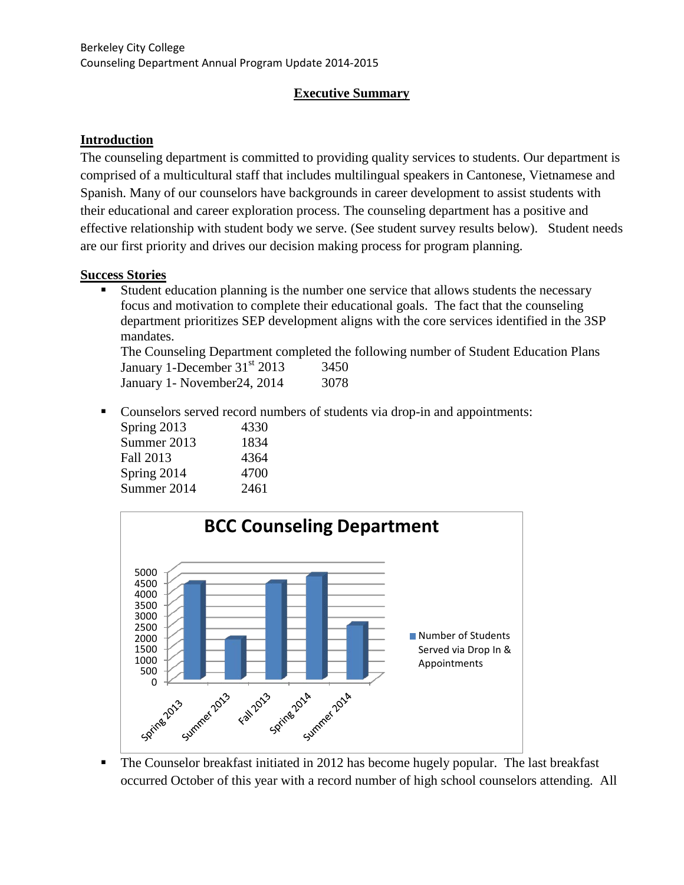Berkeley City College
Counseling Department Annual Program Update 2014-2015

# Executive Summary

## Introduction

The counseling department is committed to providing quality services to students. Our department is comprised of a multicultural staff that includes multilingual speakers in Cantonese, Vietnamese and Spanish. Many of our counselors have backgrounds in career development to assist students with their educational and career exploration process. The counseling department has a positive and effective relationship with student body we serve. (See student survey results below). Student needs are our first priority and drives our decision making process for program planning.

## Success Stories

- Student education planning is the number one service that allows students the necessary focus and motivation to complete their educational goals. The fact that the counseling department prioritizes SEP development aligns with the core services identified in the 3SP mandates.

  The Counseling Department completed the following number of Student Education Plans

  | | |
  |---|---|
  | January 1-December 31st 2013 | 3450 |
  | January 1- November24, 2014 | 3078 |

- Counselors served record numbers of students via drop-in and appointments:

  | | |
  |---|---|
  | Spring 2013 | 4330 |
  | Summer 2013 | 1834 |
  | Fall 2013 | 4364 |
  | Spring 2014 | 4700 |
  | Summer 2014 | 2461 |

**BCC Counseling Department**

| | Number of Students Served via Drop In & Appointments |
|---|---|
| Spring 2013 | 4330 |
| Summer 2013 | 1834 |
| Fall 2013 | 4364 |
| Spring 2014 | 4700 |
| Summer 2014 | 2461 |

- The Counselor breakfast initiated in 2012 has become hugely popular. The last breakfast occurred October of this year with a record number of high school counselors attending. All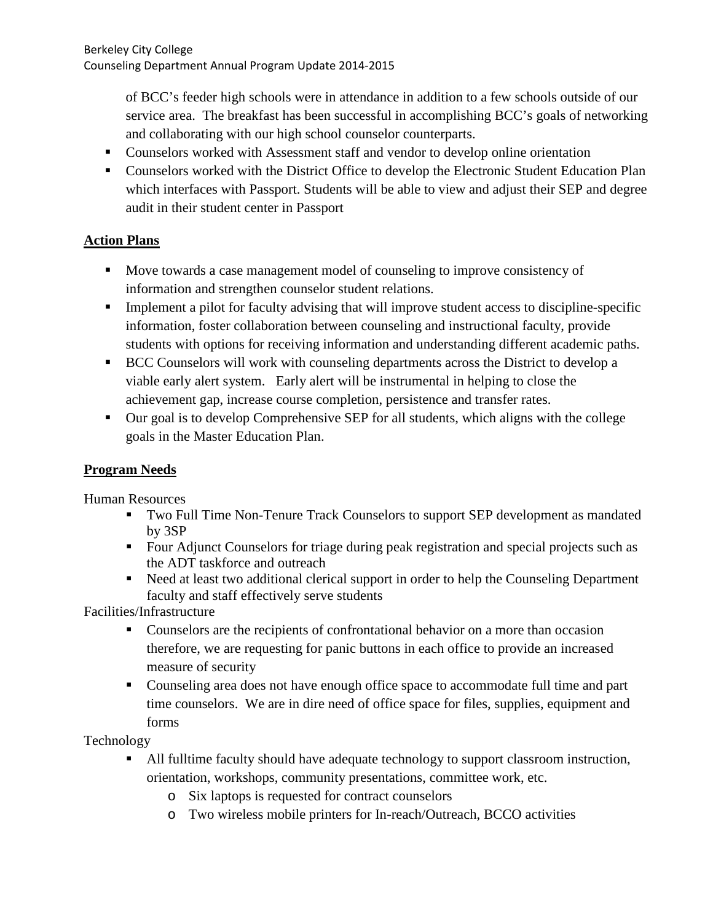of BCC's feeder high schools were in attendance in addition to a few schools outside of our service area. The breakfast has been successful in accomplishing BCC's goals of networking and collaborating with our high school counselor counterparts.

- Counselors worked with Assessment staff and vendor to develop online orientation
- Counselors worked with the District Office to develop the Electronic Student Education Plan which interfaces with Passport. Students will be able to view and adjust their SEP and degree audit in their student center in Passport

## Action Plans

- Move towards a case management model of counseling to improve consistency of information and strengthen counselor student relations.
- Implement a pilot for faculty advising that will improve student access to discipline-specific information, foster collaboration between counseling and instructional faculty, provide students with options for receiving information and understanding different academic paths.
- BCC Counselors will work with counseling departments across the District to develop a viable early alert system. Early alert will be instrumental in helping to close the achievement gap, increase course completion, persistence and transfer rates.
- Our goal is to develop Comprehensive SEP for all students, which aligns with the college goals in the Master Education Plan.

## Program Needs

Human Resources

- Two Full Time Non-Tenure Track Counselors to support SEP development as mandated by 3SP
- Four Adjunct Counselors for triage during peak registration and special projects such as the ADT taskforce and outreach
- Need at least two additional clerical support in order to help the Counseling Department faculty and staff effectively serve students

Facilities/Infrastructure

- Counselors are the recipients of confrontational behavior on a more than occasion therefore, we are requesting for panic buttons in each office to provide an increased measure of security
- Counseling area does not have enough office space to accommodate full time and part time counselors. We are in dire need of office space for files, supplies, equipment and forms

Technology

- All fulltime faculty should have adequate technology to support classroom instruction, orientation, workshops, community presentations, committee work, etc.
  - Six laptops is requested for contract counselors
  - Two wireless mobile printers for In-reach/Outreach, BCCO activities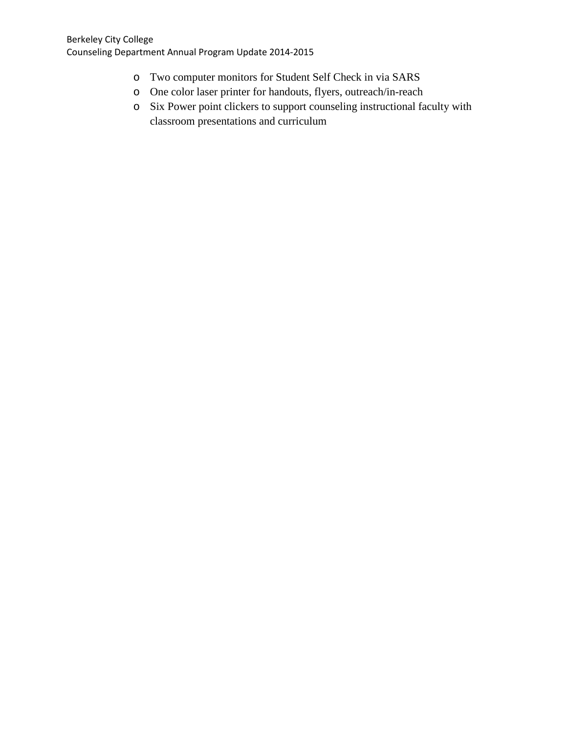- Two computer monitors for Student Self Check in via SARS
- One color laser printer for handouts, flyers, outreach/in-reach
- Six Power point clickers to support counseling instructional faculty with classroom presentations and curriculum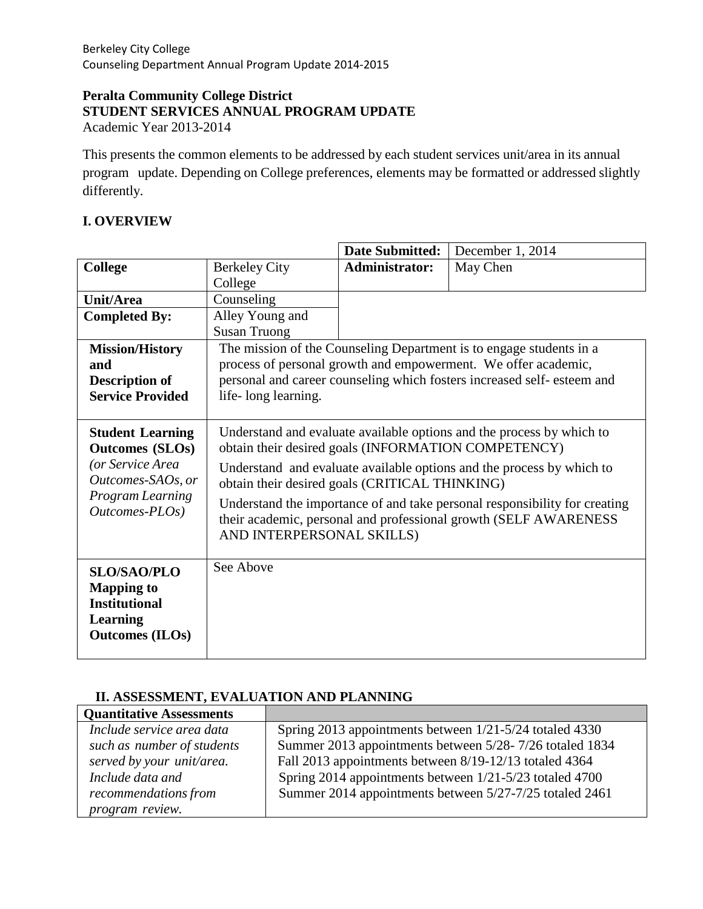**Peralta Community College District**
**STUDENT SERVICES ANNUAL PROGRAM UPDATE**
Academic Year 2013-2014

This presents the common elements to be addressed by each student services unit/area in its annual program update. Depending on College preferences, elements may be formatted or addressed slightly differently.

## I. OVERVIEW

| | | **Date Submitted:** | December 1, 2014 |
|---|---|---|---|
| **College** | Berkeley City College | **Administrator:** | May Chen |
| **Unit/Area** | Counseling | | |
| **Completed By:** | Alley Young and Susan Truong | | |
| **Mission/History and Description of Service Provided** | The mission of the Counseling Department is to engage students in a process of personal growth and empowerment. We offer academic, personal and career counseling which fosters increased self- esteem and life- long learning. | | |
| **Student Learning Outcomes (SLOs)** *(or Service Area Outcomes-SAOs, or Program Learning Outcomes-PLOs)* | Understand and evaluate available options and the process by which to obtain their desired goals (INFORMATION COMPETENCY)<br>Understand and evaluate available options and the process by which to obtain their desired goals (CRITICAL THINKING)<br>Understand the importance of and take personal responsibility for creating their academic, personal and professional growth (SELF AWARENESS AND INTERPERSONAL SKILLS) | | |
| **SLO/SAO/PLO Mapping to Institutional Learning Outcomes (ILOs)** | See Above | | |

## II. ASSESSMENT, EVALUATION AND PLANNING

| **Quantitative Assessments** | |
|---|---|
| *Include service area data such as number of students served by your unit/area. Include data and recommendations from program review.* | Spring 2013 appointments between 1/21-5/24 totaled 4330<br>Summer 2013 appointments between 5/28- 7/26 totaled 1834<br>Fall 2013 appointments between 8/19-12/13 totaled 4364<br>Spring 2014 appointments between 1/21-5/23 totaled 4700<br>Summer 2014 appointments between 5/27-7/25 totaled 2461 |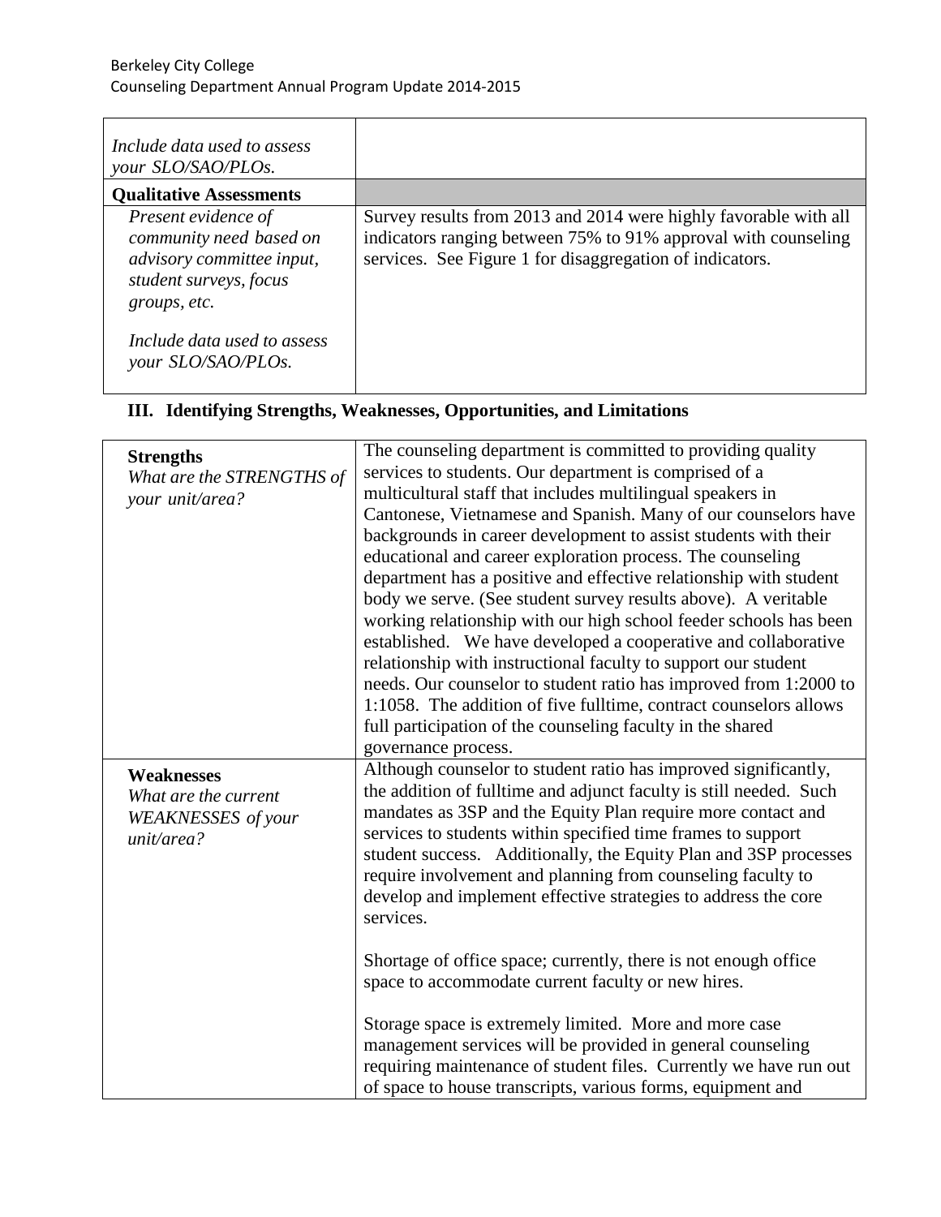| | |
|---|---|
| *Include data used to assess your SLO/SAO/PLOs.* | |
| **Qualitative Assessments** | |
| *Present evidence of community need based on advisory committee input, student surveys, focus groups, etc.*<br><br>*Include data used to assess your SLO/SAO/PLOs.* | Survey results from 2013 and 2014 were highly favorable with all indicators ranging between 75% to 91% approval with counseling services. See Figure 1 for disaggregation of indicators. |

## III. Identifying Strengths, Weaknesses, Opportunities, and Limitations

| | |
|---|---|
| **Strengths**<br>*What are the STRENGTHS of your unit/area?* | The counseling department is committed to providing quality services to students. Our department is comprised of a multicultural staff that includes multilingual speakers in Cantonese, Vietnamese and Spanish. Many of our counselors have backgrounds in career development to assist students with their educational and career exploration process. The counseling department has a positive and effective relationship with student body we serve. (See student survey results above). A veritable working relationship with our high school feeder schools has been established. We have developed a cooperative and collaborative relationship with instructional faculty to support our student needs. Our counselor to student ratio has improved from 1:2000 to 1:1058. The addition of five fulltime, contract counselors allows full participation of the counseling faculty in the shared governance process. |
| **Weaknesses**<br>*What are the current WEAKNESSES of your unit/area?* | Although counselor to student ratio has improved significantly, the addition of fulltime and adjunct faculty is still needed. Such mandates as 3SP and the Equity Plan require more contact and services to students within specified time frames to support student success. Additionally, the Equity Plan and 3SP processes require involvement and planning from counseling faculty to develop and implement effective strategies to address the core services.<br><br>Shortage of office space; currently, there is not enough office space to accommodate current faculty or new hires.<br><br>Storage space is extremely limited. More and more case management services will be provided in general counseling requiring maintenance of student files. Currently we have run out of space to house transcripts, various forms, equipment and |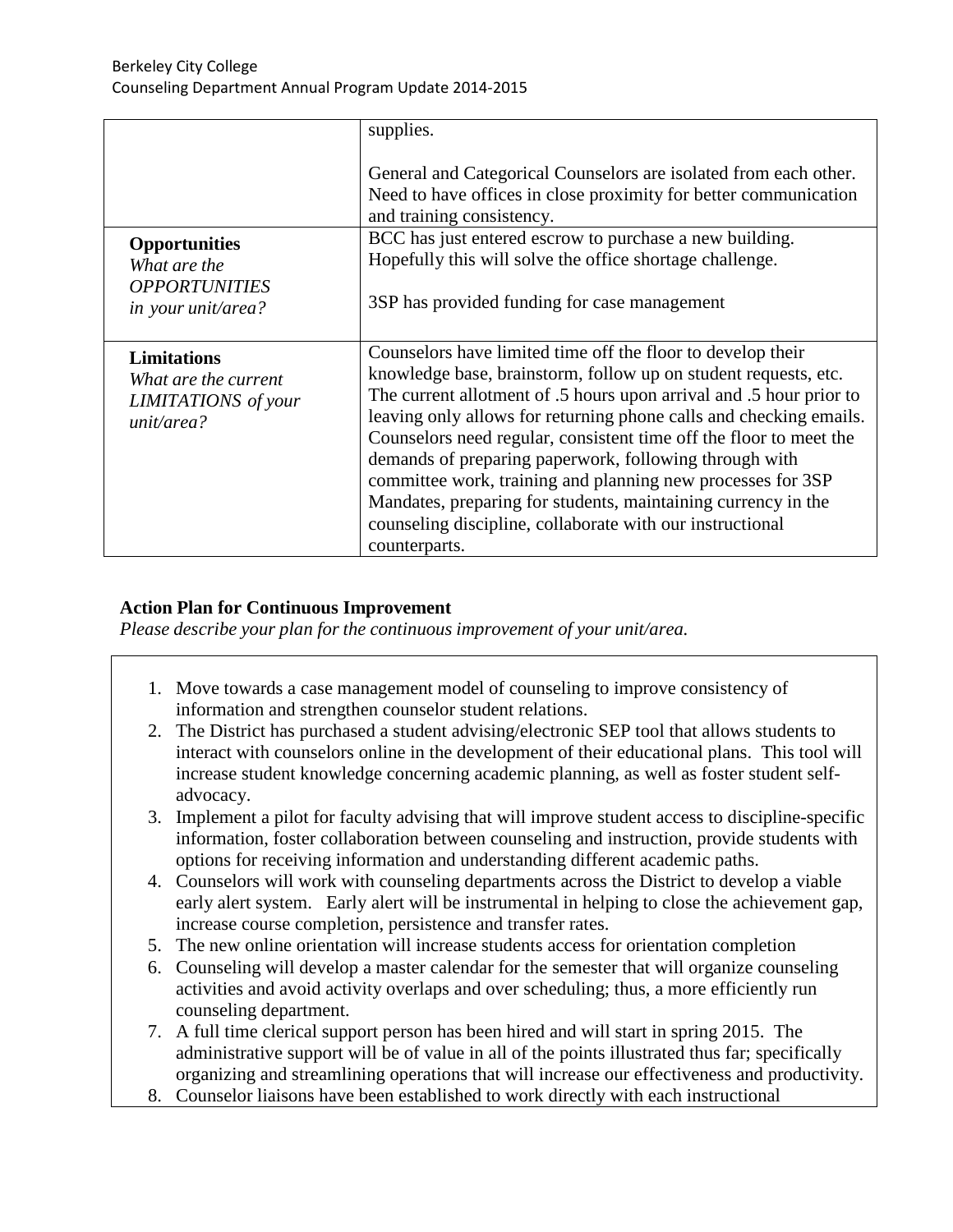| | |
|---|---|
| | supplies.<br><br>General and Categorical Counselors are isolated from each other. Need to have offices in close proximity for better communication and training consistency. |
| **Opportunities**<br>*What are the OPPORTUNITIES in your unit/area?* | BCC has just entered escrow to purchase a new building. Hopefully this will solve the office shortage challenge.<br><br>3SP has provided funding for case management |
| **Limitations**<br>*What are the current LIMITATIONS of your unit/area?* | Counselors have limited time off the floor to develop their knowledge base, brainstorm, follow up on student requests, etc. The current allotment of .5 hours upon arrival and .5 hour prior to leaving only allows for returning phone calls and checking emails. Counselors need regular, consistent time off the floor to meet the demands of preparing paperwork, following through with committee work, training and planning new processes for 3SP Mandates, preparing for students, maintaining currency in the counseling discipline, collaborate with our instructional counterparts. |

**Action Plan for Continuous Improvement**

*Please describe your plan for the continuous improvement of your unit/area.*

1. Move towards a case management model of counseling to improve consistency of information and strengthen counselor student relations.
2. The District has purchased a student advising/electronic SEP tool that allows students to interact with counselors online in the development of their educational plans. This tool will increase student knowledge concerning academic planning, as well as foster student self-advocacy.
3. Implement a pilot for faculty advising that will improve student access to discipline-specific information, foster collaboration between counseling and instruction, provide students with options for receiving information and understanding different academic paths.
4. Counselors will work with counseling departments across the District to develop a viable early alert system. Early alert will be instrumental in helping to close the achievement gap, increase course completion, persistence and transfer rates.
5. The new online orientation will increase students access for orientation completion
6. Counseling will develop a master calendar for the semester that will organize counseling activities and avoid activity overlaps and over scheduling; thus, a more efficiently run counseling department.
7. A full time clerical support person has been hired and will start in spring 2015. The administrative support will be of value in all of the points illustrated thus far; specifically organizing and streamlining operations that will increase our effectiveness and productivity.
8. Counselor liaisons have been established to work directly with each instructional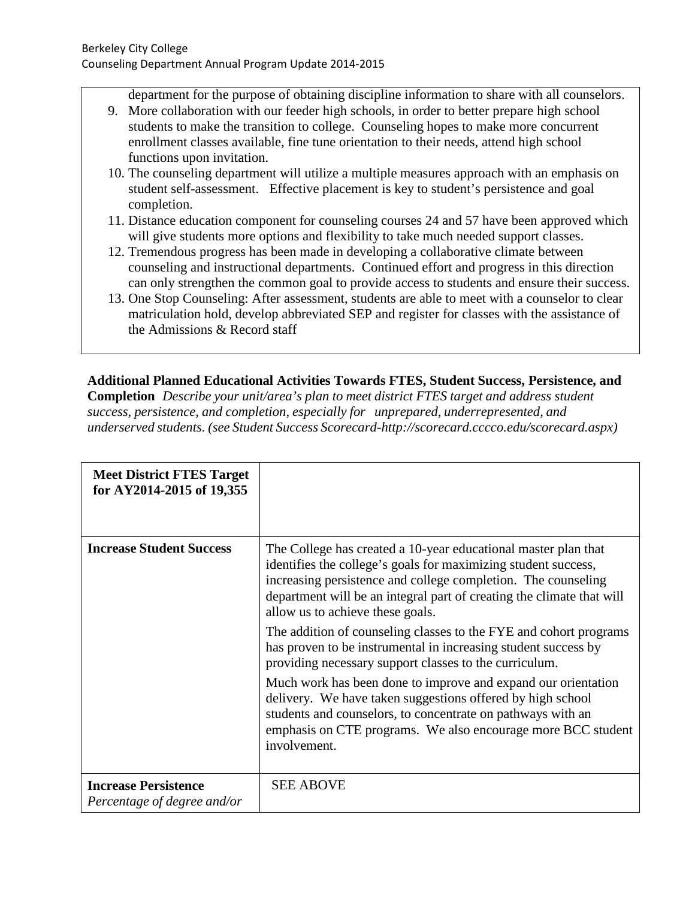department for the purpose of obtaining discipline information to share with all counselors.

9. More collaboration with our feeder high schools, in order to better prepare high school students to make the transition to college. Counseling hopes to make more concurrent enrollment classes available, fine tune orientation to their needs, attend high school functions upon invitation.
10. The counseling department will utilize a multiple measures approach with an emphasis on student self-assessment. Effective placement is key to student's persistence and goal completion.
11. Distance education component for counseling courses 24 and 57 have been approved which will give students more options and flexibility to take much needed support classes.
12. Tremendous progress has been made in developing a collaborative climate between counseling and instructional departments. Continued effort and progress in this direction can only strengthen the common goal to provide access to students and ensure their success.
13. One Stop Counseling: After assessment, students are able to meet with a counselor to clear matriculation hold, develop abbreviated SEP and register for classes with the assistance of the Admissions & Record staff

**Additional Planned Educational Activities Towards FTES, Student Success, Persistence, and Completion** *Describe your unit/area's plan to meet district FTES target and address student success, persistence, and completion, especially for unprepared, underrepresented, and underserved students. (see Student Success Scorecard-http://scorecard.cccco.edu/scorecard.aspx)*

| **Meet District FTES Target for AY2014-2015 of 19,355** | |
|---|---|
| **Increase Student Success** | The College has created a 10-year educational master plan that identifies the college's goals for maximizing student success, increasing persistence and college completion. The counseling department will be an integral part of creating the climate that will allow us to achieve these goals.<br><br>The addition of counseling classes to the FYE and cohort programs has proven to be instrumental in increasing student success by providing necessary support classes to the curriculum.<br><br>Much work has been done to improve and expand our orientation delivery. We have taken suggestions offered by high school students and counselors, to concentrate on pathways with an emphasis on CTE programs. We also encourage more BCC student involvement. |
| **Increase Persistence** *Percentage of degree and/or* | SEE ABOVE |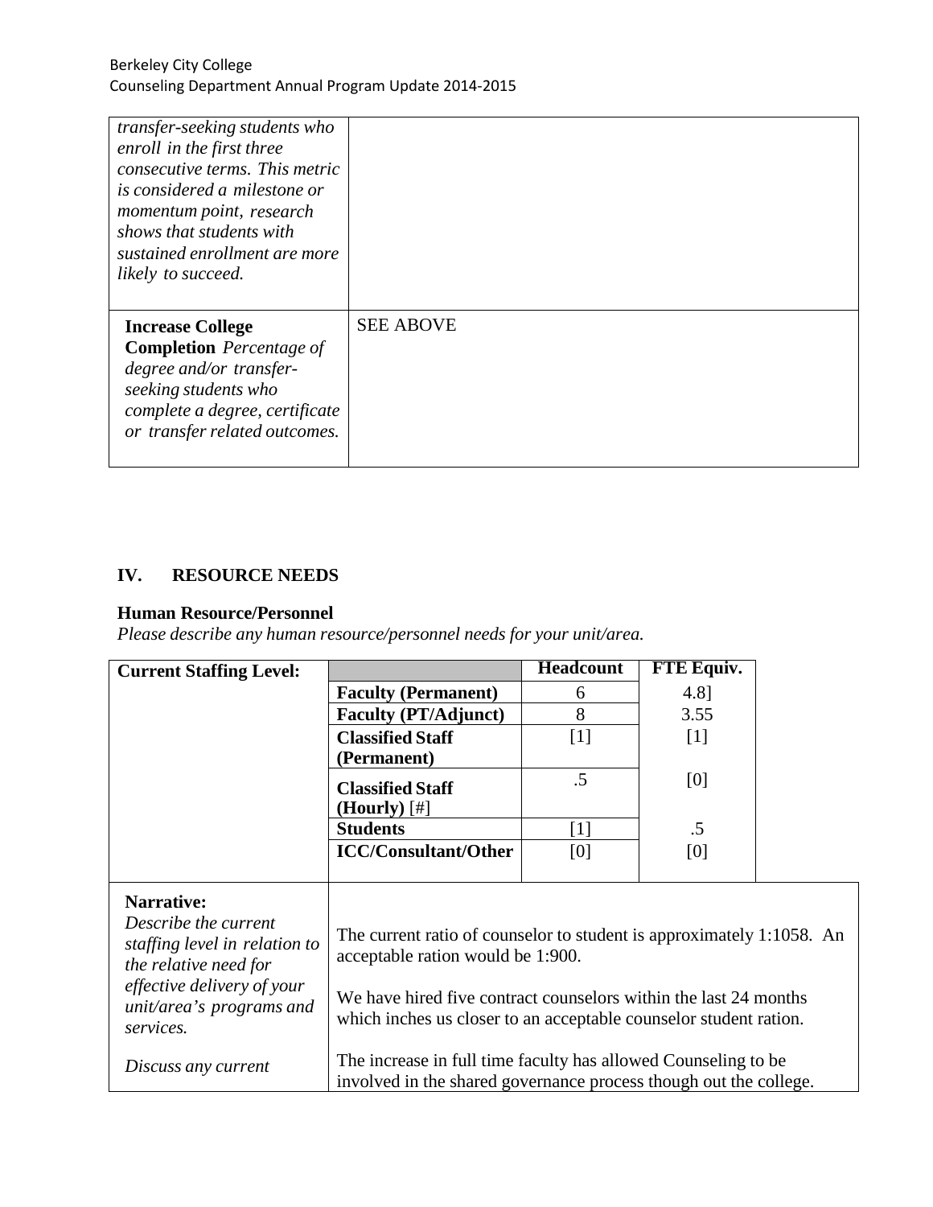| | |
|---|---|
| *transfer-seeking students who enroll in the first three consecutive terms. This metric is considered a milestone or momentum point, research shows that students with sustained enrollment are more likely to succeed.* | |
| **Increase College Completion** *Percentage of degree and/or transfer-seeking students who complete a degree, certificate or transfer related outcomes.* | SEE ABOVE |

## IV. RESOURCE NEEDS

### Human Resource/Personnel

*Please describe any human resource/personnel needs for your unit/area.*

| Current Staffing Level: | | Headcount | FTE Equiv. |
|---|---|---|---|
| | **Faculty (Permanent)** | 6 | 4.8] |
| | **Faculty (PT/Adjunct)** | 8 | 3.55 |
| | **Classified Staff (Permanent)** | [1] | [1] |
| | **Classified Staff (Hourly)** [#] | .5 | [0] |
| | **Students** | [1] | .5 |
| | **ICC/Consultant/Other** | [0] | [0] |

| | |
|---|---|
| **Narrative:** *Describe the current staffing level in relation to the relative need for effective delivery of your unit/area's programs and services.* *Discuss any current* | The current ratio of counselor to student is approximately 1:1058. An acceptable ration would be 1:900. We have hired five contract counselors within the last 24 months which inches us closer to an acceptable counselor student ration. The increase in full time faculty has allowed Counseling to be involved in the shared governance process though out the college. |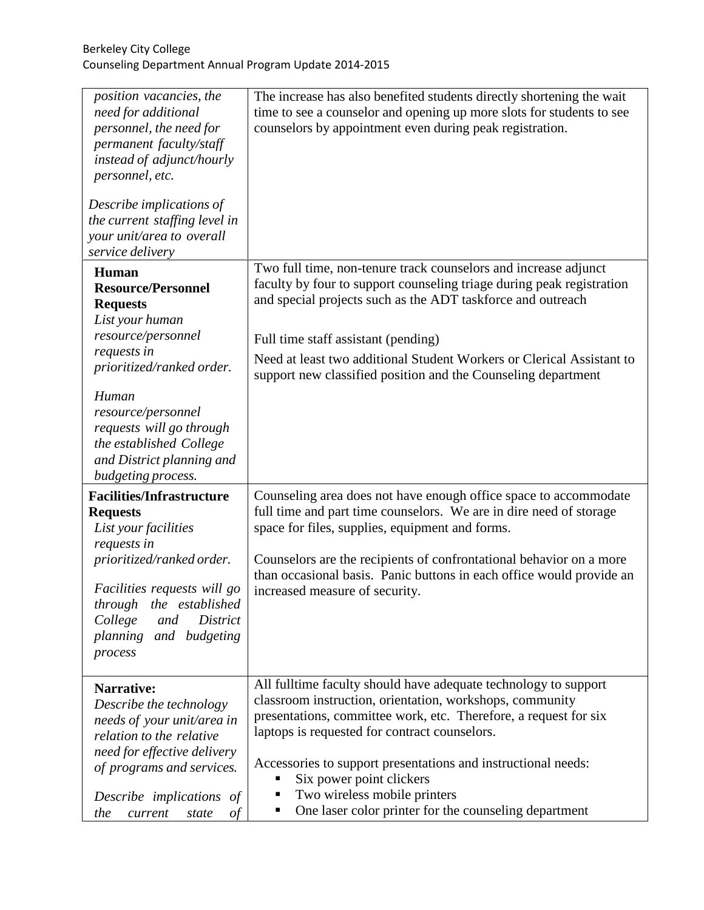| | |
|---|---|
| *position vacancies, the need for additional personnel, the need for permanent faculty/staff instead of adjunct/hourly personnel, etc.*<br><br>*Describe implications of the current staffing level in your unit/area to overall service delivery* | The increase has also benefited students directly shortening the wait time to see a counselor and opening up more slots for students to see counselors by appointment even during peak registration. |
| **Human Resource/Personnel Requests**<br>*List your human resource/personnel requests in prioritized/ranked order.*<br><br>*Human resource/personnel requests will go through the established College and District planning and budgeting process.* | Two full time, non-tenure track counselors and increase adjunct faculty by four to support counseling triage during peak registration and special projects such as the ADT taskforce and outreach<br><br>Full time staff assistant (pending)<br><br>Need at least two additional Student Workers or Clerical Assistant to support new classified position and the Counseling department |
| **Facilities/Infrastructure Requests**<br>*List your facilities requests in prioritized/ranked order.*<br><br>*Facilities requests will go through the established College and District planning and budgeting process* | Counseling area does not have enough office space to accommodate full time and part time counselors. We are in dire need of storage space for files, supplies, equipment and forms.<br><br>Counselors are the recipients of confrontational behavior on a more than occasional basis. Panic buttons in each office would provide an increased measure of security. |
| **Narrative:**<br>*Describe the technology needs of your unit/area in relation to the relative need for effective delivery of programs and services.*<br><br>*Describe implications of the current state of* | All fulltime faculty should have adequate technology to support classroom instruction, orientation, workshops, community presentations, committee work, etc. Therefore, a request for six laptops is requested for contract counselors.<br><br>Accessories to support presentations and instructional needs:<br>▪ Six power point clickers<br>▪ Two wireless mobile printers<br>▪ One laser color printer for the counseling department |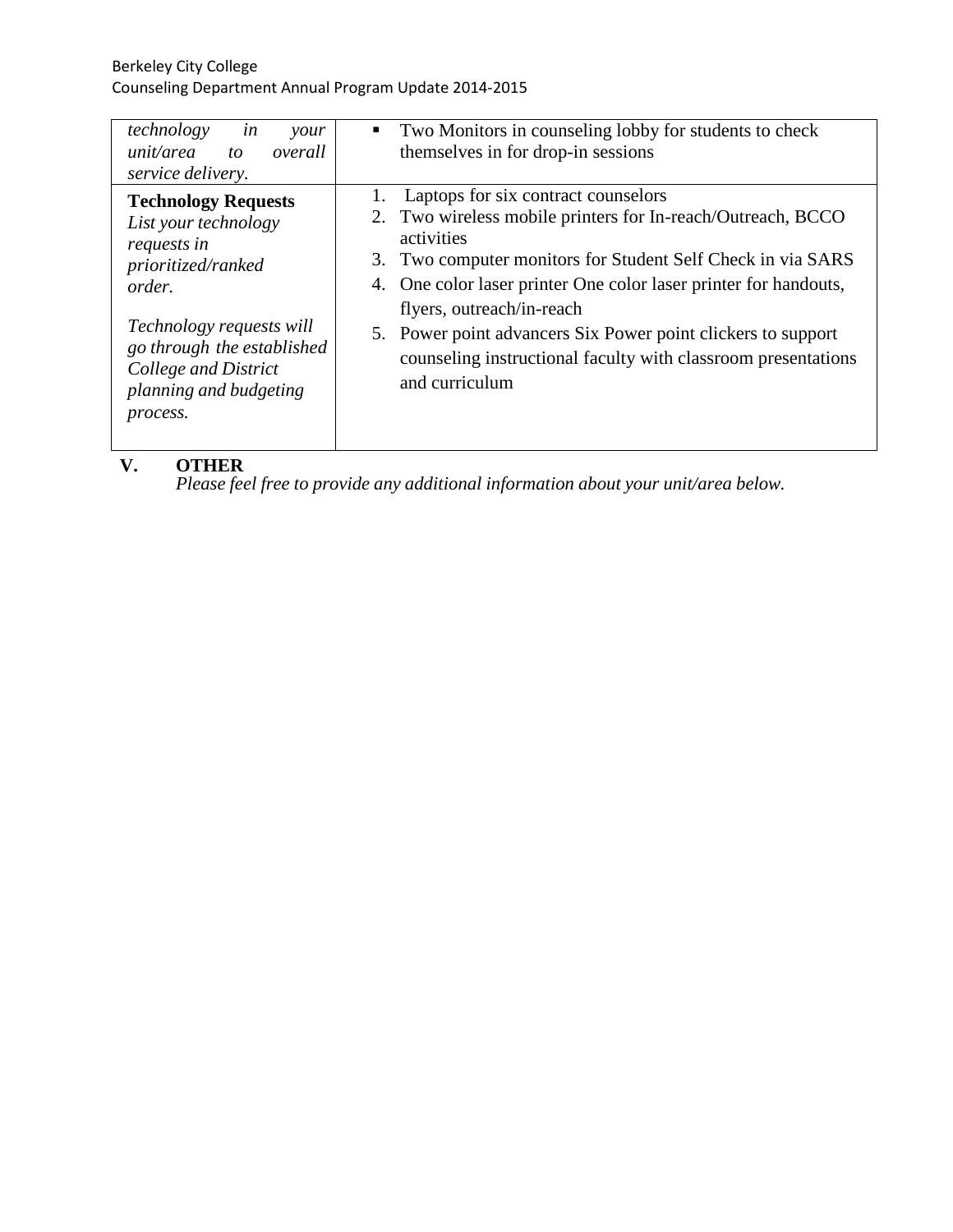| | |
|---|---|
| *technology in your unit/area to overall service delivery.* | ▪ Two Monitors in counseling lobby for students to check themselves in for drop-in sessions |
| **Technology Requests** *List your technology requests in prioritized/ranked order.* *Technology requests will go through the established College and District planning and budgeting process.* | 1. Laptops for six contract counselors 2. Two wireless mobile printers for In-reach/Outreach, BCCO activities 3. Two computer monitors for Student Self Check in via SARS 4. One color laser printer One color laser printer for handouts, flyers, outreach/in-reach 5. Power point advancers Six Power point clickers to support counseling instructional faculty with classroom presentations and curriculum |

## V. OTHER

*Please feel free to provide any additional information about your unit/area below.*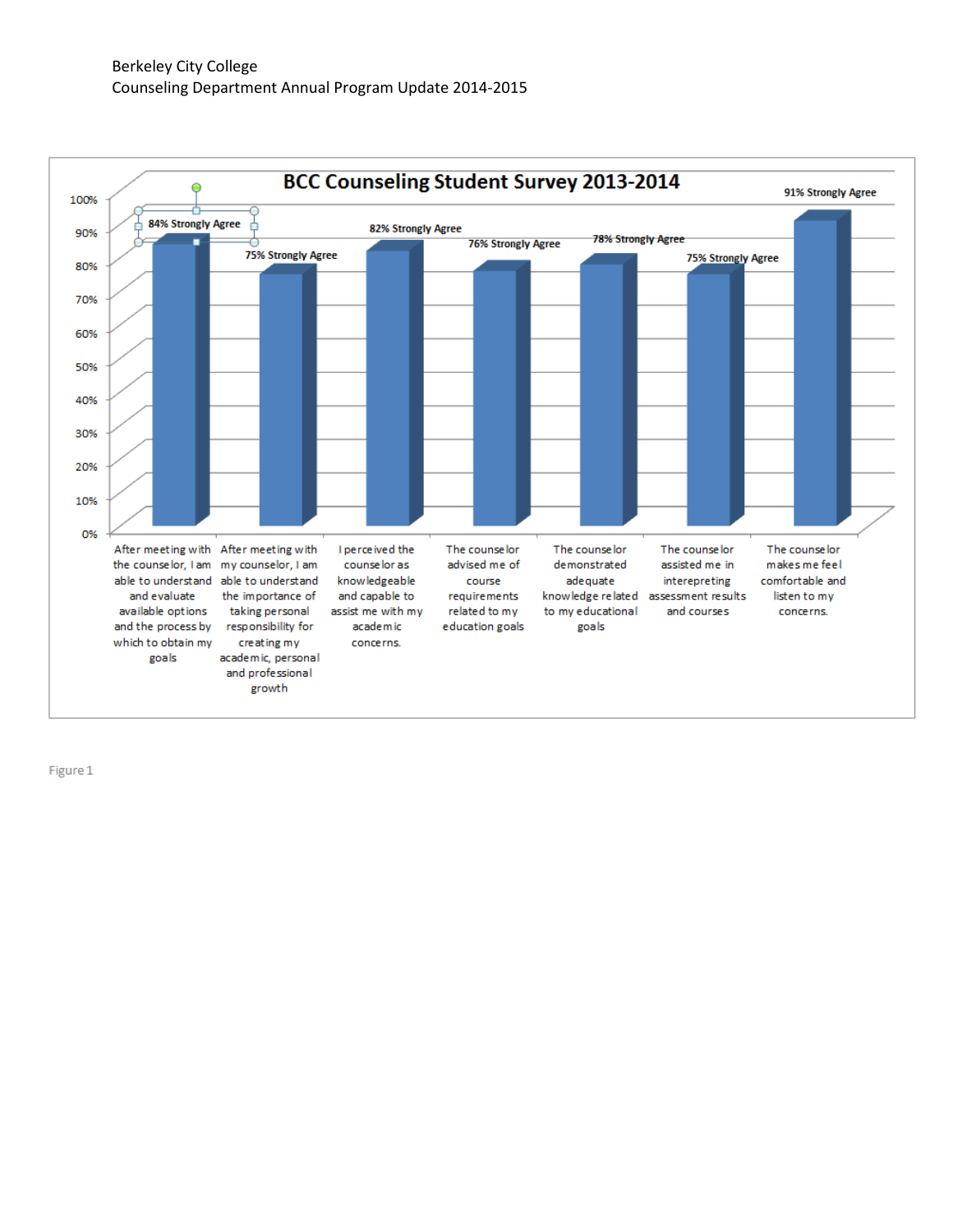Berkeley City College
Counseling Department Annual Program Update 2014-2015

BCC Counseling Student Survey 2013-2014

100%
90%
80%
70%
60%
50%
40%
30%
20%
10%
0%

84% Strongly Agree
75% Strongly Agree
82% Strongly Agree
76% Strongly Agree
78% Strongly Agree
75% Strongly Agree
91% Strongly Agree

After meeting with the counselor, I am able to understand and evaluate available options and the process by which to obtain my goals

After meeting with my counselor, I am able to understand the importance of taking personal responsibility for creating my academic, personal and professional growth

I perceived the counselor as knowledgeable and capable to assist me with my academic concerns.

The counselor advised me of course requirements related to my education goals

The counselor demonstrated adequate knowledge related to my educational goals

The counselor assisted me in interepreting assessment results and courses

The counselor makes me feel comfortable and listen to my concerns.

Figure 1